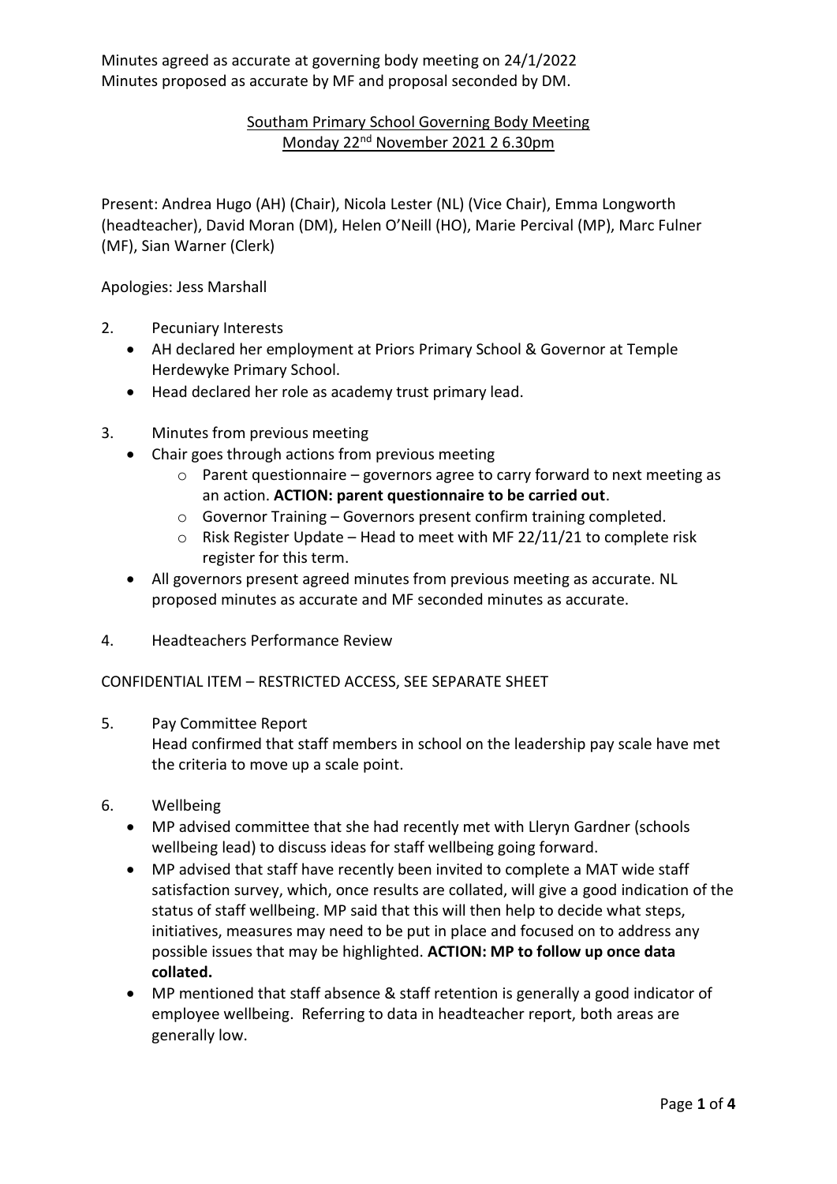Minutes agreed as accurate at governing body meeting on 24/1/2022
Minutes proposed as accurate by MF and proposal seconded by DM.

## Southam Primary School Governing Body Meeting
## Monday 22nd November 2021 2 6.30pm

Present: Andrea Hugo (AH) (Chair), Nicola Lester (NL) (Vice Chair), Emma Longworth (headteacher), David Moran (DM), Helen O'Neill (HO), Marie Percival (MP), Marc Fulner (MF), Sian Warner (Clerk)

Apologies: Jess Marshall

2. Pecuniary Interests
   - AH declared her employment at Priors Primary School & Governor at Temple Herdewyke Primary School.
   - Head declared her role as academy trust primary lead.

3. Minutes from previous meeting
   - Chair goes through actions from previous meeting
     - Parent questionnaire – governors agree to carry forward to next meeting as an action. **ACTION: parent questionnaire to be carried out**.
     - Governor Training – Governors present confirm training completed.
     - Risk Register Update – Head to meet with MF 22/11/21 to complete risk register for this term.
   - All governors present agreed minutes from previous meeting as accurate. NL proposed minutes as accurate and MF seconded minutes as accurate.

4. Headteachers Performance Review

CONFIDENTIAL ITEM – RESTRICTED ACCESS, SEE SEPARATE SHEET

5. Pay Committee Report

   Head confirmed that staff members in school on the leadership pay scale have met the criteria to move up a scale point.

6. Wellbeing
   - MP advised committee that she had recently met with Lleryn Gardner (schools wellbeing lead) to discuss ideas for staff wellbeing going forward.
   - MP advised that staff have recently been invited to complete a MAT wide staff satisfaction survey, which, once results are collated, will give a good indication of the status of staff wellbeing. MP said that this will then help to decide what steps, initiatives, measures may need to be put in place and focused on to address any possible issues that may be highlighted. **ACTION: MP to follow up once data collated.**
   - MP mentioned that staff absence & staff retention is generally a good indicator of employee wellbeing. Referring to data in headteacher report, both areas are generally low.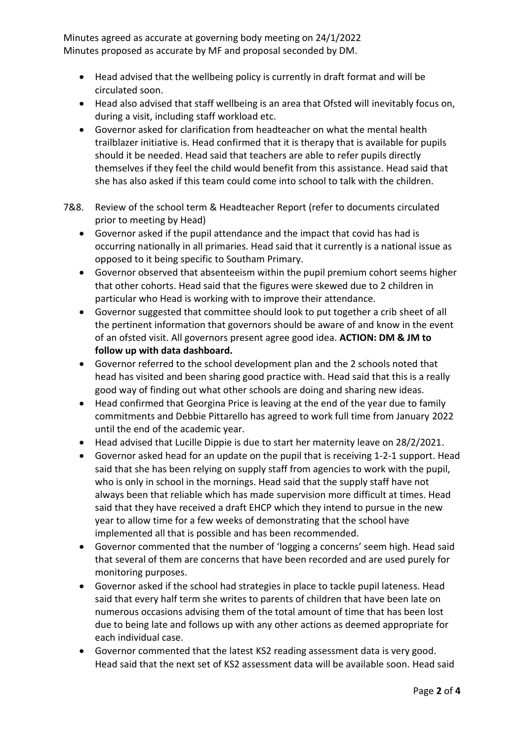Minutes agreed as accurate at governing body meeting on 24/1/2022
Minutes proposed as accurate by MF and proposal seconded by DM.

- Head advised that the wellbeing policy is currently in draft format and will be circulated soon.
- Head also advised that staff wellbeing is an area that Ofsted will inevitably focus on, during a visit, including staff workload etc.
- Governor asked for clarification from headteacher on what the mental health trailblazer initiative is. Head confirmed that it is therapy that is available for pupils should it be needed. Head said that teachers are able to refer pupils directly themselves if they feel the child would benefit from this assistance. Head said that she has also asked if this team could come into school to talk with the children.

7&8. Review of the school term & Headteacher Report (refer to documents circulated prior to meeting by Head)

- Governor asked if the pupil attendance and the impact that covid has had is occurring nationally in all primaries. Head said that it currently is a national issue as opposed to it being specific to Southam Primary.
- Governor observed that absenteeism within the pupil premium cohort seems higher that other cohorts. Head said that the figures were skewed due to 2 children in particular who Head is working with to improve their attendance.
- Governor suggested that committee should look to put together a crib sheet of all the pertinent information that governors should be aware of and know in the event of an ofsted visit. All governors present agree good idea. **ACTION: DM & JM to follow up with data dashboard.**
- Governor referred to the school development plan and the 2 schools noted that head has visited and been sharing good practice with. Head said that this is a really good way of finding out what other schools are doing and sharing new ideas.
- Head confirmed that Georgina Price is leaving at the end of the year due to family commitments and Debbie Pittarello has agreed to work full time from January 2022 until the end of the academic year.
- Head advised that Lucille Dippie is due to start her maternity leave on 28/2/2021.
- Governor asked head for an update on the pupil that is receiving 1-2-1 support. Head said that she has been relying on supply staff from agencies to work with the pupil, who is only in school in the mornings. Head said that the supply staff have not always been that reliable which has made supervision more difficult at times. Head said that they have received a draft EHCP which they intend to pursue in the new year to allow time for a few weeks of demonstrating that the school have implemented all that is possible and has been recommended.
- Governor commented that the number of 'logging a concerns' seem high. Head said that several of them are concerns that have been recorded and are used purely for monitoring purposes.
- Governor asked if the school had strategies in place to tackle pupil lateness. Head said that every half term she writes to parents of children that have been late on numerous occasions advising them of the total amount of time that has been lost due to being late and follows up with any other actions as deemed appropriate for each individual case.
- Governor commented that the latest KS2 reading assessment data is very good. Head said that the next set of KS2 assessment data will be available soon. Head said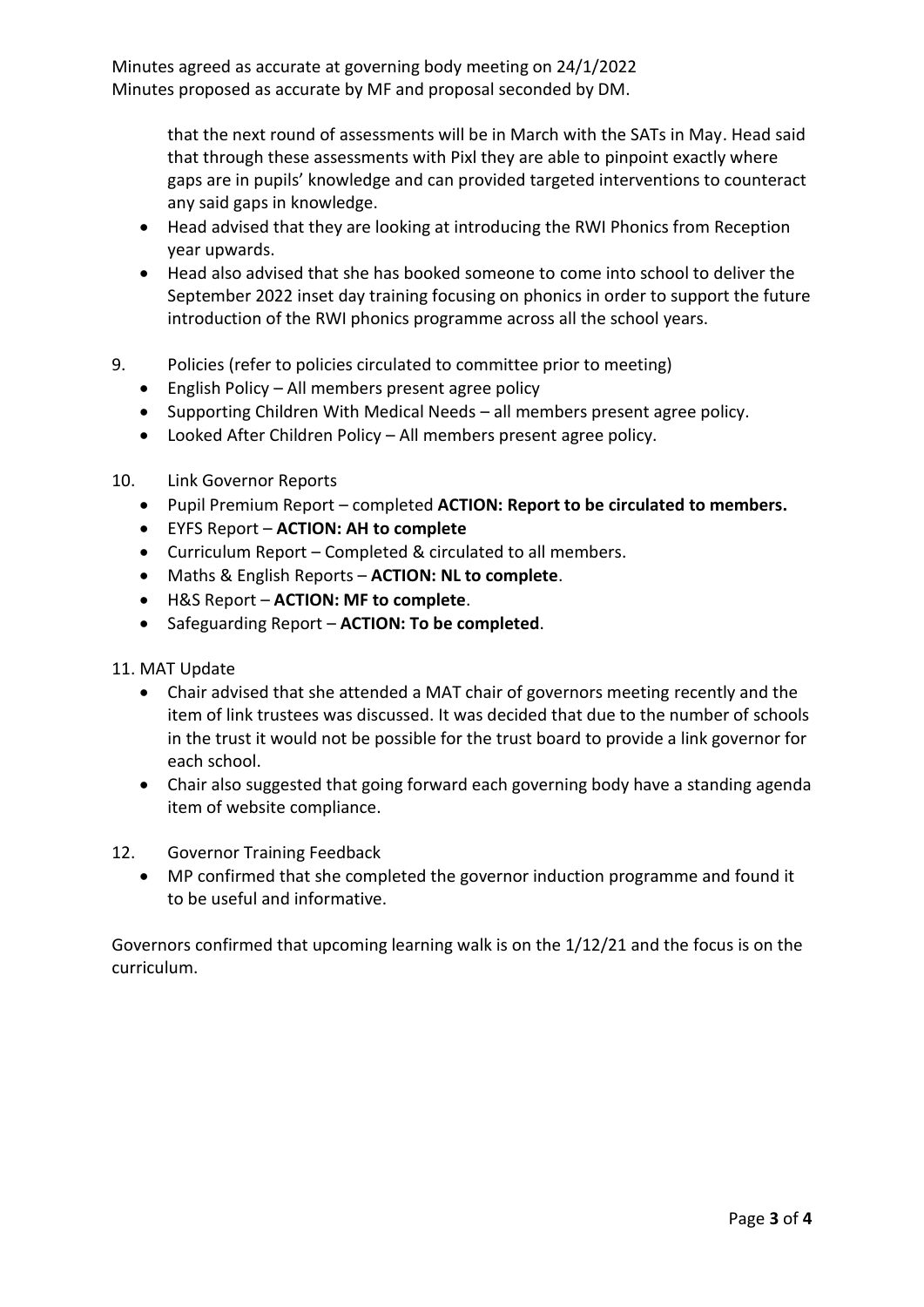Minutes agreed as accurate at governing body meeting on 24/1/2022
Minutes proposed as accurate by MF and proposal seconded by DM.

that the next round of assessments will be in March with the SATs in May. Head said that through these assessments with Pixl they are able to pinpoint exactly where gaps are in pupils' knowledge and can provided targeted interventions to counteract any said gaps in knowledge.

- Head advised that they are looking at introducing the RWI Phonics from Reception year upwards.
- Head also advised that she has booked someone to come into school to deliver the September 2022 inset day training focusing on phonics in order to support the future introduction of the RWI phonics programme across all the school years.

9. Policies (refer to policies circulated to committee prior to meeting)
   - English Policy – All members present agree policy
   - Supporting Children With Medical Needs – all members present agree policy.
   - Looked After Children Policy – All members present agree policy.

10. Link Governor Reports
    - Pupil Premium Report – completed **ACTION: Report to be circulated to members.**
    - EYFS Report – **ACTION: AH to complete**
    - Curriculum Report – Completed & circulated to all members.
    - Maths & English Reports – **ACTION: NL to complete**.
    - H&S Report – **ACTION: MF to complete**.
    - Safeguarding Report – **ACTION: To be completed**.

11. MAT Update
    - Chair advised that she attended a MAT chair of governors meeting recently and the item of link trustees was discussed. It was decided that due to the number of schools in the trust it would not be possible for the trust board to provide a link governor for each school.
    - Chair also suggested that going forward each governing body have a standing agenda item of website compliance.

12. Governor Training Feedback
    - MP confirmed that she completed the governor induction programme and found it to be useful and informative.

Governors confirmed that upcoming learning walk is on the 1/12/21 and the focus is on the curriculum.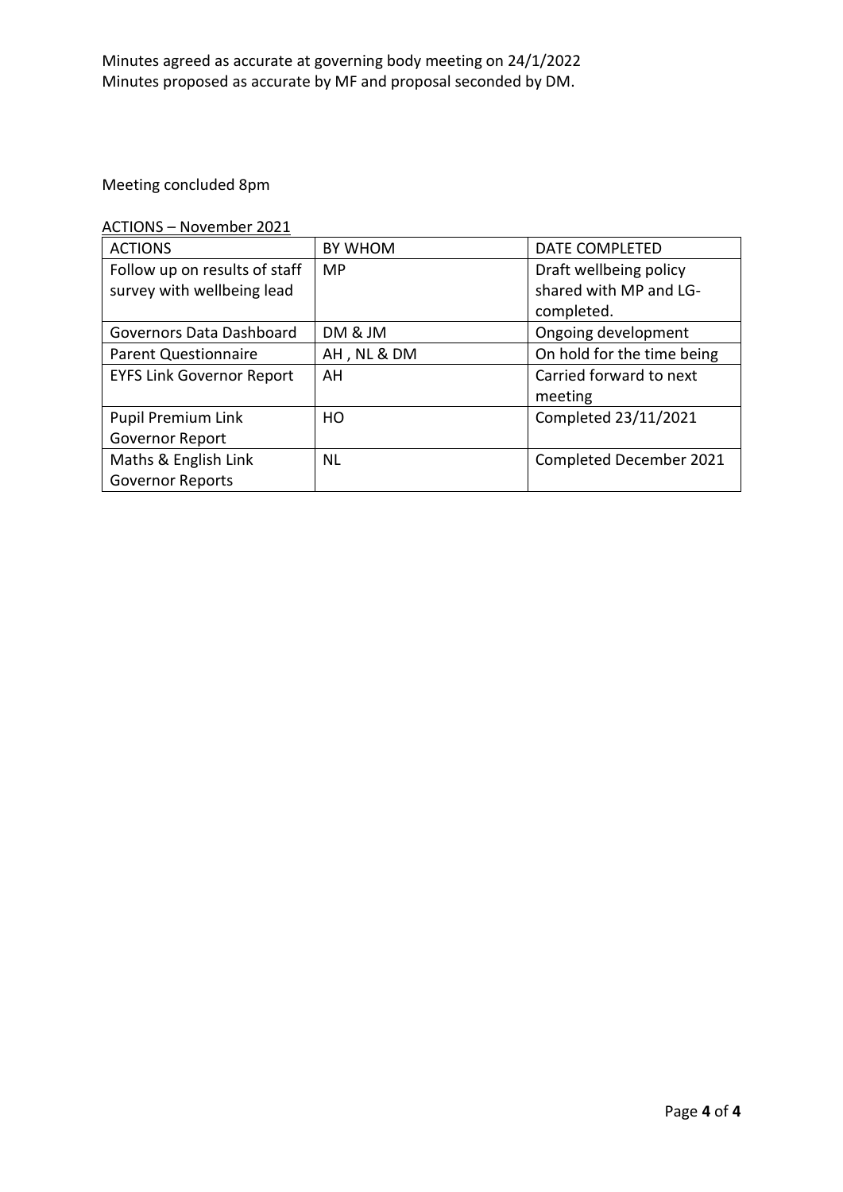Minutes agreed as accurate at governing body meeting on 24/1/2022
Minutes proposed as accurate by MF and proposal seconded by DM.

Meeting concluded 8pm

<u>ACTIONS – November 2021</u>

| ACTIONS | BY WHOM | DATE COMPLETED |
|---|---|---|
| Follow up on results of staff survey with wellbeing lead | MP | Draft wellbeing policy shared with MP and LG- completed. |
| Governors Data Dashboard | DM & JM | Ongoing development |
| Parent Questionnaire | AH , NL & DM | On hold for the time being |
| EYFS Link Governor Report | AH | Carried forward to next meeting |
| Pupil Premium Link Governor Report | HO | Completed 23/11/2021 |
| Maths & English Link Governor Reports | NL | Completed December 2021 |